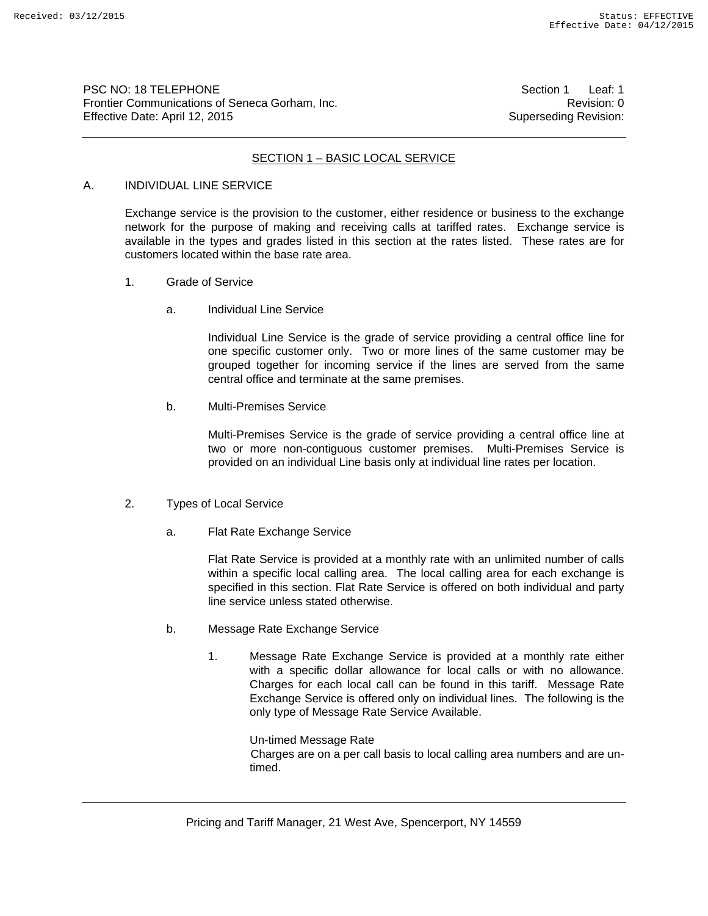## SECTION 1 – BASIC LOCAL SERVICE

### A. INDIVIDUAL LINE SERVICE

Exchange service is the provision to the customer, either residence or business to the exchange network for the purpose of making and receiving calls at tariffed rates. Exchange service is available in the types and grades listed in this section at the rates listed. These rates are for customers located within the base rate area.

1. Grade of Service

   a. Individual Line Service

   Individual Line Service is the grade of service providing a central office line for one specific customer only. Two or more lines of the same customer may be grouped together for incoming service if the lines are served from the same central office and terminate at the same premises.

   b. Multi-Premises Service

   Multi-Premises Service is the grade of service providing a central office line at two or more non-contiguous customer premises. Multi-Premises Service is provided on an individual Line basis only at individual line rates per location.

2. Types of Local Service

   a. Flat Rate Exchange Service

   Flat Rate Service is provided at a monthly rate with an unlimited number of calls within a specific local calling area. The local calling area for each exchange is specified in this section. Flat Rate Service is offered on both individual and party line service unless stated otherwise.

   b. Message Rate Exchange Service

      1. Message Rate Exchange Service is provided at a monthly rate either with a specific dollar allowance for local calls or with no allowance. Charges for each local call can be found in this tariff. Message Rate Exchange Service is offered only on individual lines. The following is the only type of Message Rate Service Available.

         Un-timed Message Rate
         Charges are on a per call basis to local calling area numbers and are un-timed.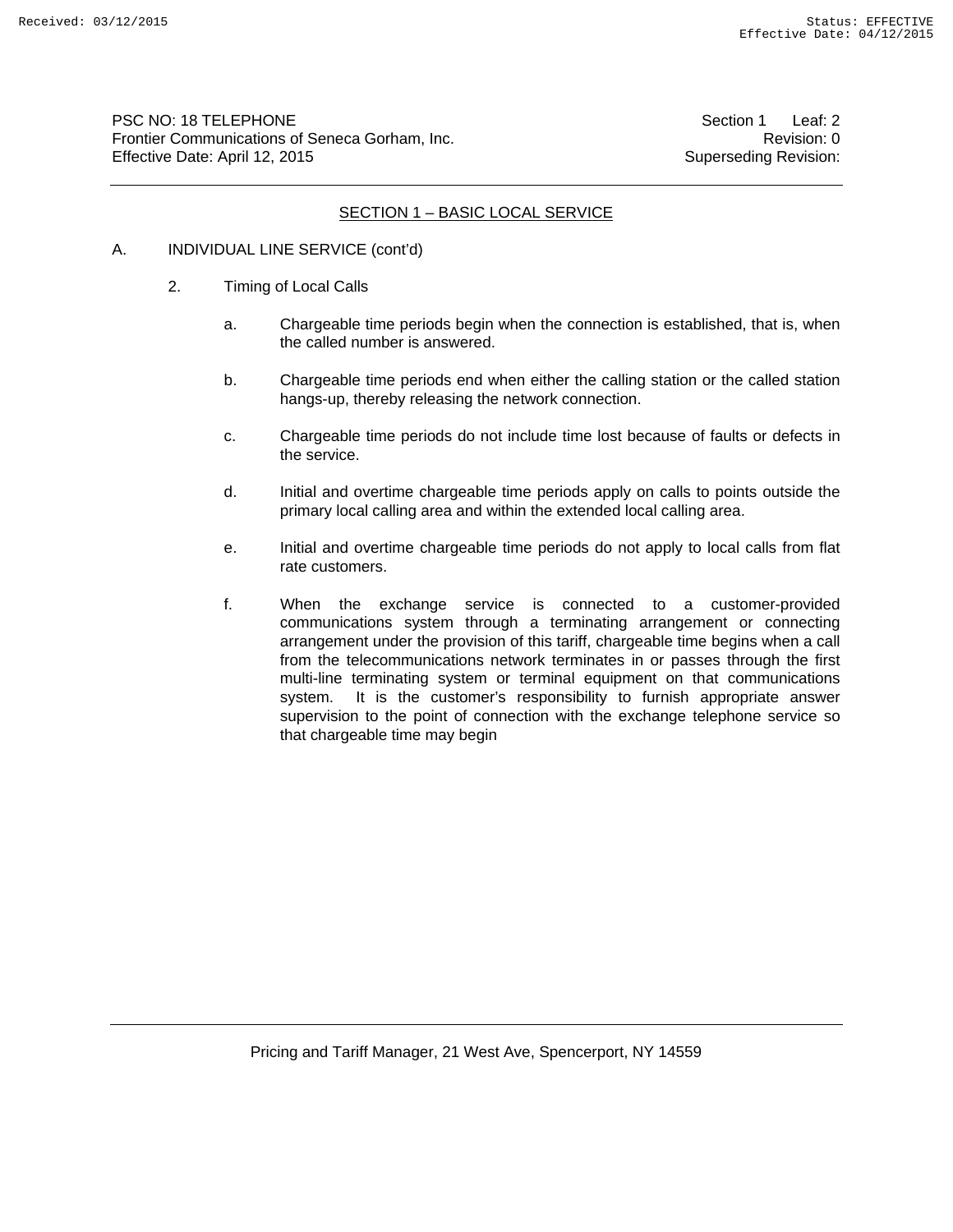## SECTION 1 – BASIC LOCAL SERVICE

A. INDIVIDUAL LINE SERVICE (cont'd)

2. Timing of Local Calls

   a. Chargeable time periods begin when the connection is established, that is, when the called number is answered.

   b. Chargeable time periods end when either the calling station or the called station hangs-up, thereby releasing the network connection.

   c. Chargeable time periods do not include time lost because of faults or defects in the service.

   d. Initial and overtime chargeable time periods apply on calls to points outside the primary local calling area and within the extended local calling area.

   e. Initial and overtime chargeable time periods do not apply to local calls from flat rate customers.

   f. When the exchange service is connected to a customer-provided communications system through a terminating arrangement or connecting arrangement under the provision of this tariff, chargeable time begins when a call from the telecommunications network terminates in or passes through the first multi-line terminating system or terminal equipment on that communications system. It is the customer's responsibility to furnish appropriate answer supervision to the point of connection with the exchange telephone service so that chargeable time may begin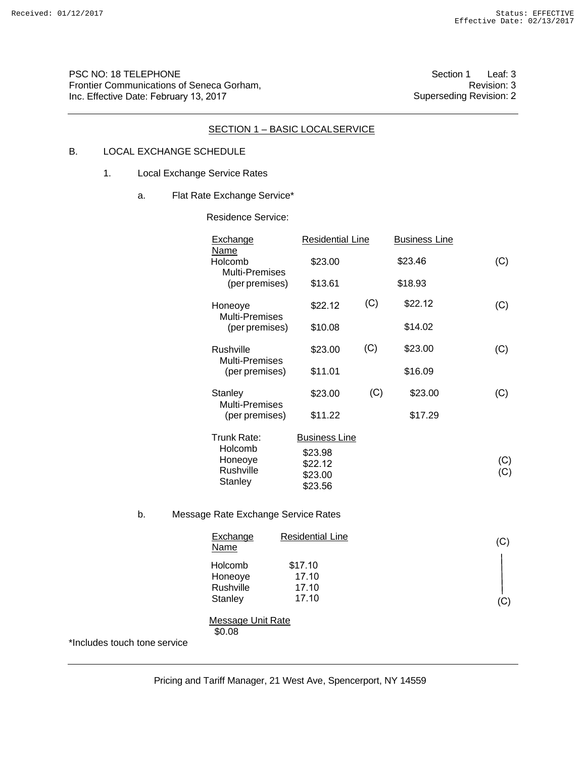PSC NO: 18 TELEPHONE
Frontier Communications of Seneca Gorham, Inc. Effective Date: February 13, 2017

Section 1 Leaf: 3
Revision: 3
Superseding Revision: 2

## SECTION 1 – BASIC LOCALSERVICE

B. LOCAL EXCHANGE SCHEDULE

1. Local Exchange Service Rates

a. Flat Rate Exchange Service*

Residence Service:

| Exchange Name | Residential Line | | Business Line | |
|---|---|---|---|---|
| Holcomb | $23.00 | | $23.46 | (C) |
| Multi-Premises (per premises) | $13.61 | | $18.93 | |
| Honeoye | $22.12 | (C) | $22.12 | (C) |
| Multi-Premises (per premises) | $10.08 | | $14.02 | |
| Rushville | $23.00 | (C) | $23.00 | (C) |
| Multi-Premises (per premises) | $11.01 | | $16.09 | |
| Stanley | $23.00 | (C) | $23.00 | (C) |
| Multi-Premises (per premises) | $11.22 | | $17.29 | |

| Trunk Rate: | Business Line | |
|---|---|---|
| Holcomb | $23.98 | |
| Honeoye | $22.12 | (C) |
| Rushville | $23.00 | (C) |
| Stanley | $23.56 | |

b. Message Rate Exchange Service Rates

| Exchange Name | Residential Line | |
|---|---|---|
| Holcomb | $17.10 | (C) |
| Honeoye | 17.10 | |
| Rushville | 17.10 | |
| Stanley | 17.10 | (C) |

Message Unit Rate
$0.08

*Includes touch tone service

Pricing and Tariff Manager, 21 West Ave, Spencerport, NY 14559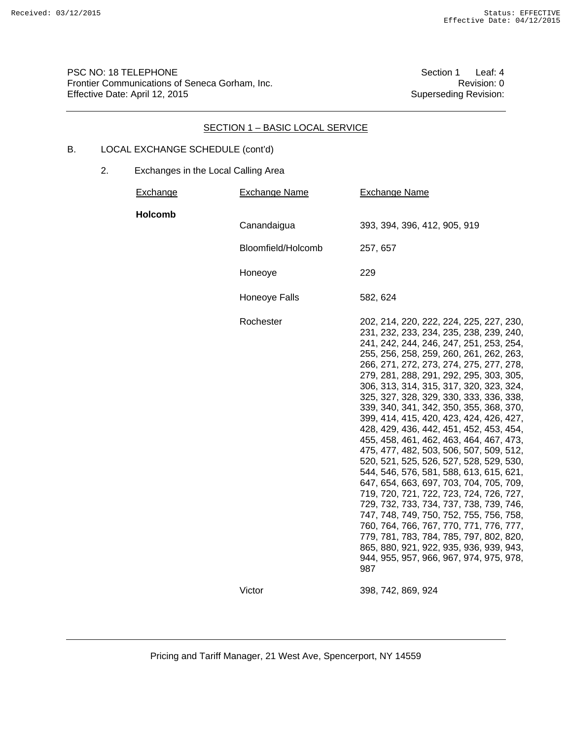PSC NO: 18 TELEPHONE  
Frontier Communications of Seneca Gorham, Inc.  
Effective Date: April 12, 2015

Section 1 Leaf: 4  
Revision: 0  
Superseding Revision:

## SECTION 1 – BASIC LOCAL SERVICE

B. LOCAL EXCHANGE SCHEDULE (cont'd)

2. Exchanges in the Local Calling Area

| Exchange | Exchange Name | Exchange Name |
|---|---|---|
| **Holcomb** | | |
| | Canandaigua | 393, 394, 396, 412, 905, 919 |
| | Bloomfield/Holcomb | 257, 657 |
| | Honeoye | 229 |
| | Honeoye Falls | 582, 624 |
| | Rochester | 202, 214, 220, 222, 224, 225, 227, 230, 231, 232, 233, 234, 235, 238, 239, 240, 241, 242, 244, 246, 247, 251, 253, 254, 255, 256, 258, 259, 260, 261, 262, 263, 266, 271, 272, 273, 274, 275, 277, 278, 279, 281, 288, 291, 292, 295, 303, 305, 306, 313, 314, 315, 317, 320, 323, 324, 325, 327, 328, 329, 330, 333, 336, 338, 339, 340, 341, 342, 350, 355, 368, 370, 399, 414, 415, 420, 423, 424, 426, 427, 428, 429, 436, 442, 451, 452, 453, 454, 455, 458, 461, 462, 463, 464, 467, 473, 475, 477, 482, 503, 506, 507, 509, 512, 520, 521, 525, 526, 527, 528, 529, 530, 544, 546, 576, 581, 588, 613, 615, 621, 647, 654, 663, 697, 703, 704, 705, 709, 719, 720, 721, 722, 723, 724, 726, 727, 729, 732, 733, 734, 737, 738, 739, 746, 747, 748, 749, 750, 752, 755, 756, 758, 760, 764, 766, 767, 770, 771, 776, 777, 779, 781, 783, 784, 785, 797, 802, 820, 865, 880, 921, 922, 935, 936, 939, 943, 944, 955, 957, 966, 967, 974, 975, 978, 987 |
| | Victor | 398, 742, 869, 924 |

Pricing and Tariff Manager, 21 West Ave, Spencerport, NY 14559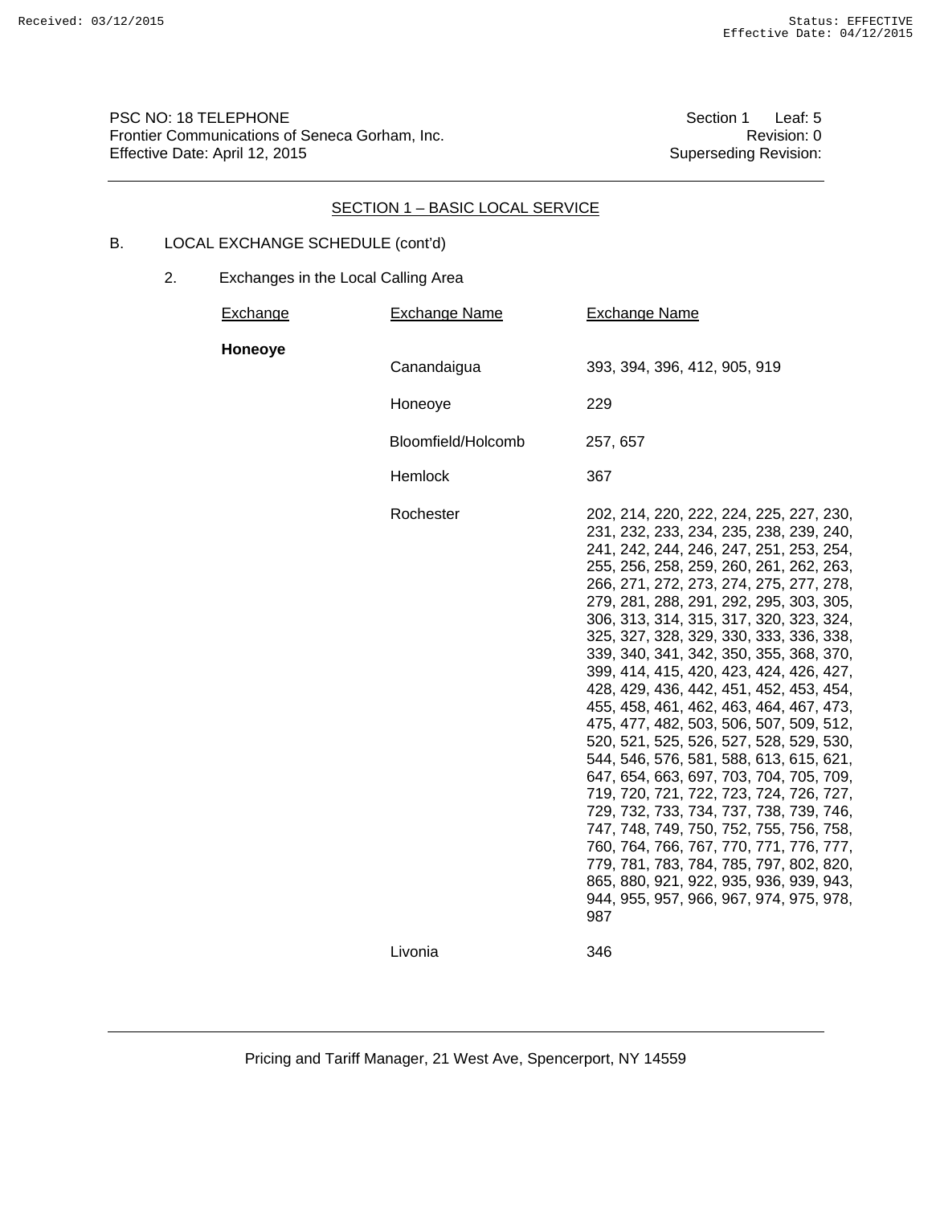PSC NO: 18 TELEPHONE
Frontier Communications of Seneca Gorham, Inc.
Effective Date: April 12, 2015

Section 1 Leaf: 5
Revision: 0
Superseding Revision:

## SECTION 1 – BASIC LOCAL SERVICE

B. LOCAL EXCHANGE SCHEDULE (cont'd)

2. Exchanges in the Local Calling Area

| Exchange | Exchange Name | Exchange Name |
|---|---|---|
| **Honeoye** | | |
| | Canandaigua | 393, 394, 396, 412, 905, 919 |
| | Honeoye | 229 |
| | Bloomfield/Holcomb | 257, 657 |
| | Hemlock | 367 |
| | Rochester | 202, 214, 220, 222, 224, 225, 227, 230, 231, 232, 233, 234, 235, 238, 239, 240, 241, 242, 244, 246, 247, 251, 253, 254, 255, 256, 258, 259, 260, 261, 262, 263, 266, 271, 272, 273, 274, 275, 277, 278, 279, 281, 288, 291, 292, 295, 303, 305, 306, 313, 314, 315, 317, 320, 323, 324, 325, 327, 328, 329, 330, 333, 336, 338, 339, 340, 341, 342, 350, 355, 368, 370, 399, 414, 415, 420, 423, 424, 426, 427, 428, 429, 436, 442, 451, 452, 453, 454, 455, 458, 461, 462, 463, 464, 467, 473, 475, 477, 482, 503, 506, 507, 509, 512, 520, 521, 525, 526, 527, 528, 529, 530, 544, 546, 576, 581, 588, 613, 615, 621, 647, 654, 663, 697, 703, 704, 705, 709, 719, 720, 721, 722, 723, 724, 726, 727, 729, 732, 733, 734, 737, 738, 739, 746, 747, 748, 749, 750, 752, 755, 756, 758, 760, 764, 766, 767, 770, 771, 776, 777, 779, 781, 783, 784, 785, 797, 802, 820, 865, 880, 921, 922, 935, 936, 939, 943, 944, 955, 957, 966, 967, 974, 975, 978, 987 |
| | Livonia | 346 |

Pricing and Tariff Manager, 21 West Ave, Spencerport, NY 14559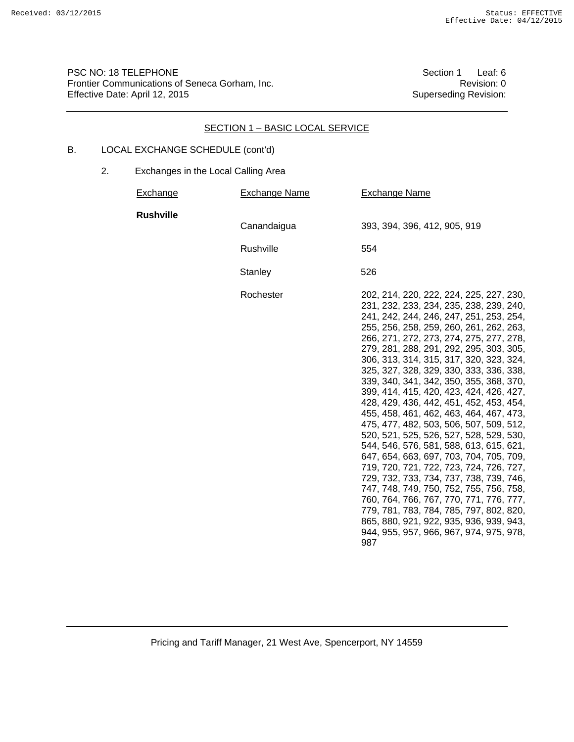PSC NO: 18 TELEPHONE
Frontier Communications of Seneca Gorham, Inc.
Effective Date: April 12, 2015

Section 1 Leaf: 6
Revision: 0
Superseding Revision:

## SECTION 1 – BASIC LOCAL SERVICE

B. LOCAL EXCHANGE SCHEDULE (cont'd)

2. Exchanges in the Local Calling Area

| Exchange | Exchange Name | Exchange Name |
|---|---|---|
| **Rushville** | Canandaigua | 393, 394, 396, 412, 905, 919 |
| | Rushville | 554 |
| | Stanley | 526 |
| | Rochester | 202, 214, 220, 222, 224, 225, 227, 230, 231, 232, 233, 234, 235, 238, 239, 240, 241, 242, 244, 246, 247, 251, 253, 254, 255, 256, 258, 259, 260, 261, 262, 263, 266, 271, 272, 273, 274, 275, 277, 278, 279, 281, 288, 291, 292, 295, 303, 305, 306, 313, 314, 315, 317, 320, 323, 324, 325, 327, 328, 329, 330, 333, 336, 338, 339, 340, 341, 342, 350, 355, 368, 370, 399, 414, 415, 420, 423, 424, 426, 427, 428, 429, 436, 442, 451, 452, 453, 454, 455, 458, 461, 462, 463, 464, 467, 473, 475, 477, 482, 503, 506, 507, 509, 512, 520, 521, 525, 526, 527, 528, 529, 530, 544, 546, 576, 581, 588, 613, 615, 621, 647, 654, 663, 697, 703, 704, 705, 709, 719, 720, 721, 722, 723, 724, 726, 727, 729, 732, 733, 734, 737, 738, 739, 746, 747, 748, 749, 750, 752, 755, 756, 758, 760, 764, 766, 767, 770, 771, 776, 777, 779, 781, 783, 784, 785, 797, 802, 820, 865, 880, 921, 922, 935, 936, 939, 943, 944, 955, 957, 966, 967, 974, 975, 978, 987 |

Pricing and Tariff Manager, 21 West Ave, Spencerport, NY 14559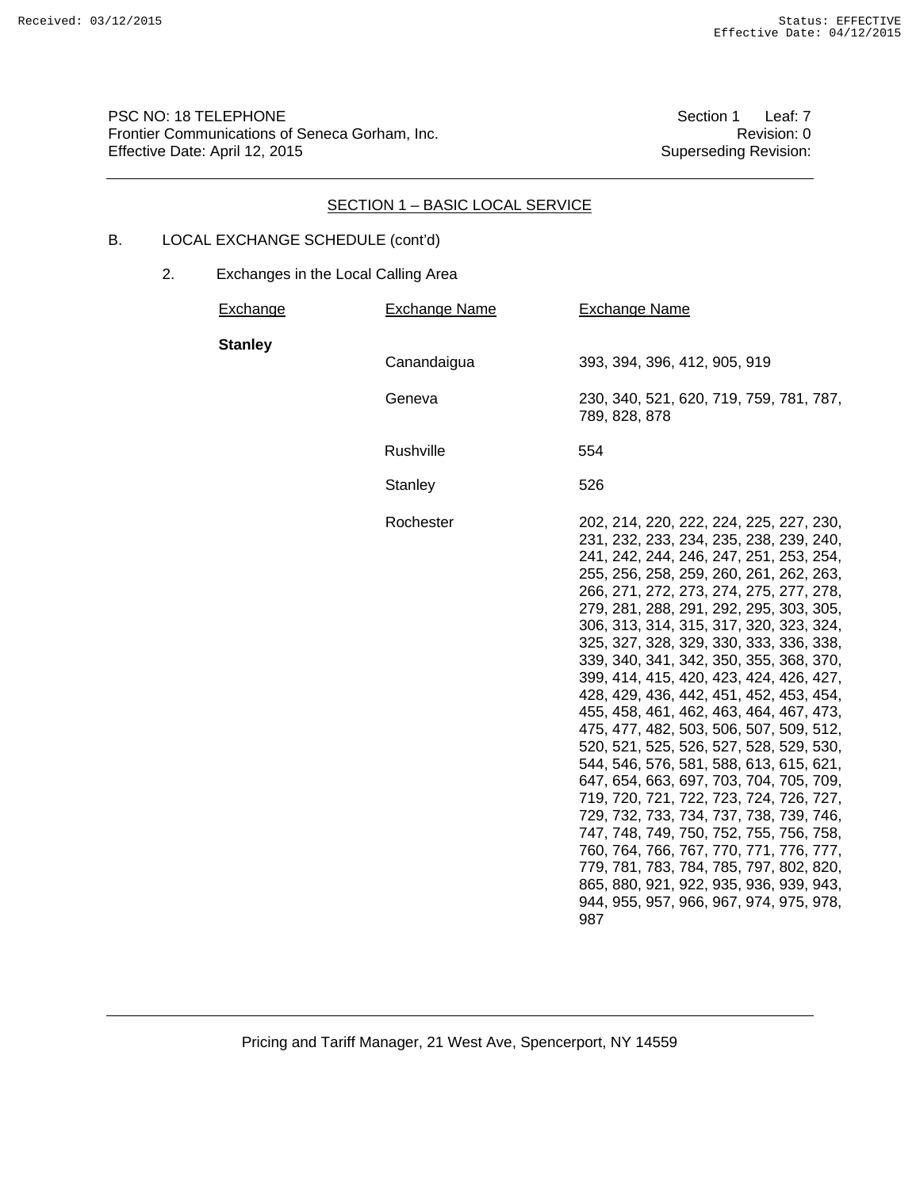PSC NO: 18 TELEPHONE Section 1 Leaf: 7
Frontier Communications of Seneca Gorham, Inc. Revision: 0
Effective Date: April 12, 2015 Superseding Revision:

## SECTION 1 – BASIC LOCAL SERVICE

B. LOCAL EXCHANGE SCHEDULE (cont'd)

2. Exchanges in the Local Calling Area

| Exchange | Exchange Name | Exchange Name |
|---|---|---|
| **Stanley** | | |
| | Canandaigua | 393, 394, 396, 412, 905, 919 |
| | Geneva | 230, 340, 521, 620, 719, 759, 781, 787, 789, 828, 878 |
| | Rushville | 554 |
| | Stanley | 526 |
| | Rochester | 202, 214, 220, 222, 224, 225, 227, 230, 231, 232, 233, 234, 235, 238, 239, 240, 241, 242, 244, 246, 247, 251, 253, 254, 255, 256, 258, 259, 260, 261, 262, 263, 266, 271, 272, 273, 274, 275, 277, 278, 279, 281, 288, 291, 292, 295, 303, 305, 306, 313, 314, 315, 317, 320, 323, 324, 325, 327, 328, 329, 330, 333, 336, 338, 339, 340, 341, 342, 350, 355, 368, 370, 399, 414, 415, 420, 423, 424, 426, 427, 428, 429, 436, 442, 451, 452, 453, 454, 455, 458, 461, 462, 463, 464, 467, 473, 475, 477, 482, 503, 506, 507, 509, 512, 520, 521, 525, 526, 527, 528, 529, 530, 544, 546, 576, 581, 588, 613, 615, 621, 647, 654, 663, 697, 703, 704, 705, 709, 719, 720, 721, 722, 723, 724, 726, 727, 729, 732, 733, 734, 737, 738, 739, 746, 747, 748, 749, 750, 752, 755, 756, 758, 760, 764, 766, 767, 770, 771, 776, 777, 779, 781, 783, 784, 785, 797, 802, 820, 865, 880, 921, 922, 935, 936, 939, 943, 944, 955, 957, 966, 967, 974, 975, 978, 987 |

Pricing and Tariff Manager, 21 West Ave, Spencerport, NY 14559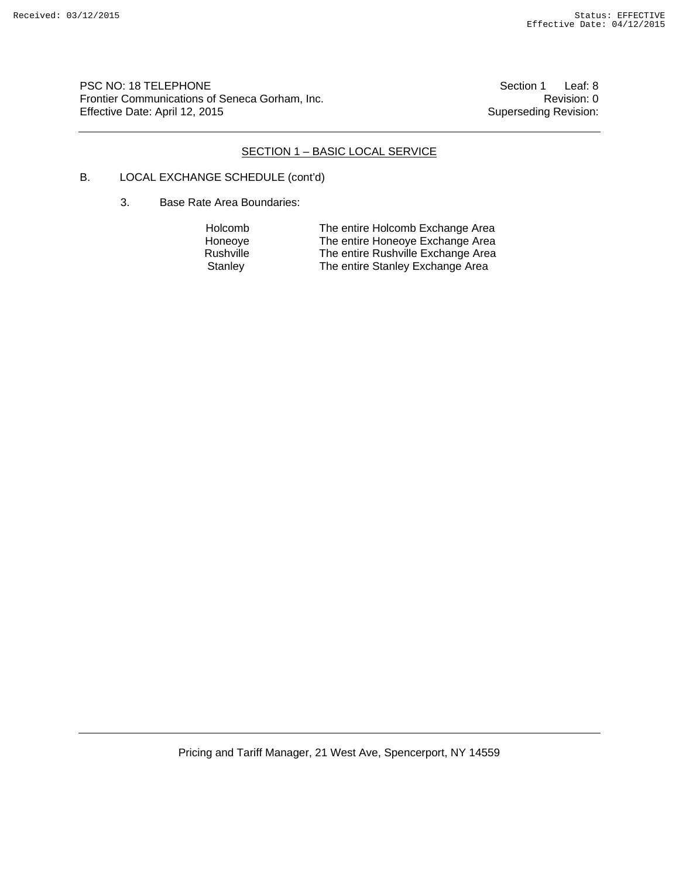PSC NO: 18 TELEPHONE | Section 1 Leaf: 8
Frontier Communications of Seneca Gorham, Inc. | Revision: 0
Effective Date: April 12, 2015 | Superseding Revision:

## SECTION 1 – BASIC LOCAL SERVICE

B. LOCAL EXCHANGE SCHEDULE (cont'd)

3. Base Rate Area Boundaries:

| | |
|---|---|
| Holcomb | The entire Holcomb Exchange Area |
| Honeoye | The entire Honeoye Exchange Area |
| Rushville | The entire Rushville Exchange Area |
| Stanley | The entire Stanley Exchange Area |

Pricing and Tariff Manager, 21 West Ave, Spencerport, NY 14559